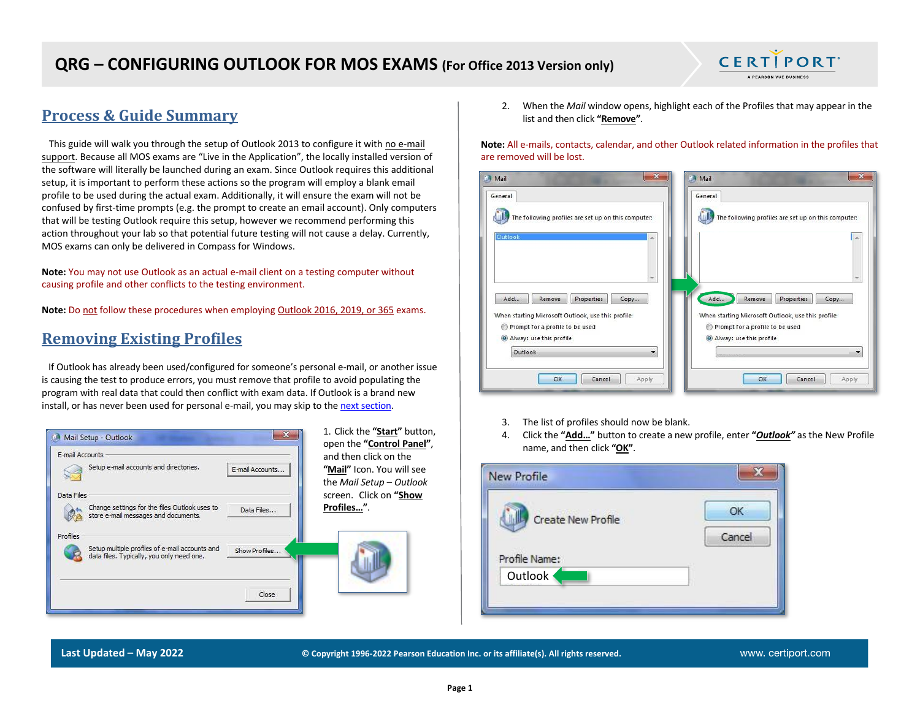# QRG – CONFIGURING OUTLOOK FOR MOS EXAMS (For Office 2013 Version only)

## Process & Guide Summary

This guide will walk you through the setup of Outlook 2013 to configure it with no e-mail support. Because all MOS exams are "Live in the Application", the locally installed version of the software will literally be launched during an exam. Since Outlook requires this additional setup, it is important to perform these actions so the program will employ a blank email profile to be used during the actual exam. Additionally, it will ensure the exam will not be confused by first-time prompts (e.g. the prompt to create an email account). Only computers that will be testing Outlook require this setup, however we recommend performing this action throughout your lab so that potential future testing will not cause a delay. Currently, MOS exams can only be delivered in Compass for Windows.

**Note:** You may not use Outlook as an actual e-mail client on a testing computer without causing profile and other conflicts to the testing environment.

**Note:** Do not follow these procedures when employing Outlook 2016, 2019, or 365 exams.

## Removing Existing Profiles

If Outlook has already been used/configured for someone's personal e-mail, or another issue is causing the test to produce errors, you must remove that profile to avoid populating the program with real data that could then conflict with exam data. If Outlook is a brand new install, or has never been used for personal e-mail, you may skip to the next section.

1. Click the **"Start"** button, open the **"Control Panel"**, and then click on the **"Mail"** Icon. You will see the *Mail Setup – Outlook* screen. Click on **"Show Profiles…"**.

2. When the *Mail* window opens, highlight each of the Profiles that may appear in the list and then click **"Remove"**.

**Note:** All e-mails, contacts, calendar, and other Outlook related information in the profiles that are removed will be lost.

3. The list of profiles should now be blank.
4. Click the **"Add…"** button to create a new profile, enter ***"Outlook"*** as the New Profile name, and then click **"OK"**.

Last Updated – May 2022 © Copyright 1996-2022 Pearson Education Inc. or its affiliate(s). All rights reserved. www. certiport.com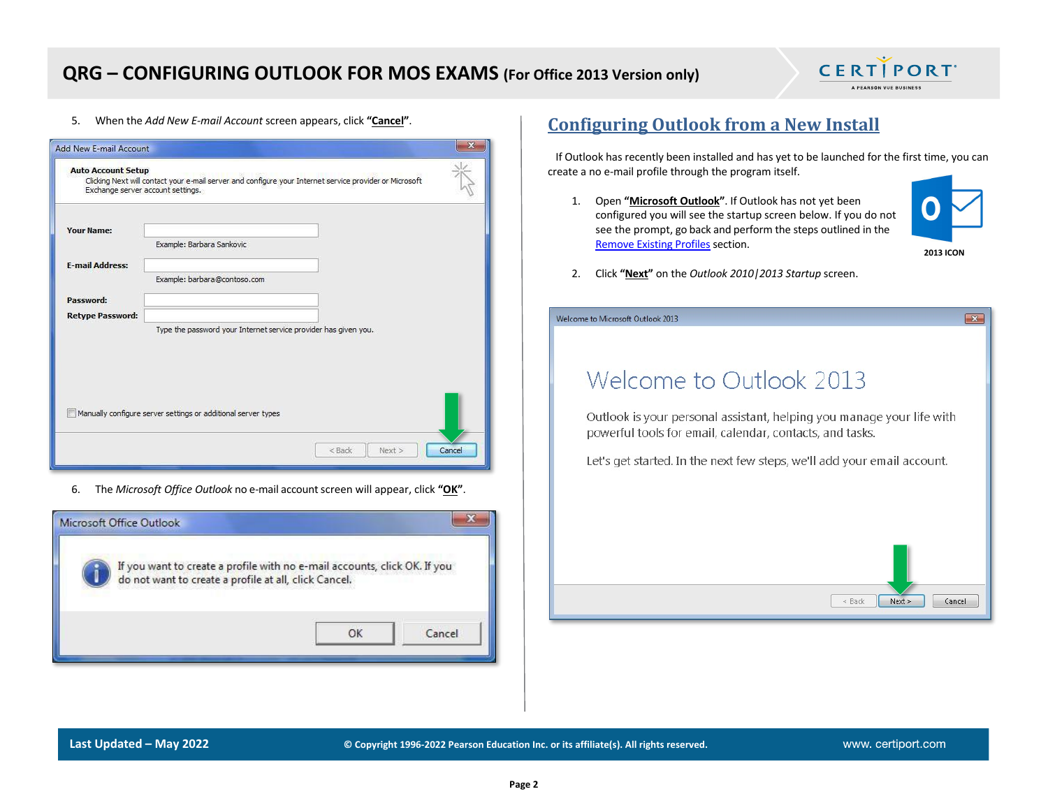5. When the *Add New E-mail Account* screen appears, click **"Cancel"**.

6. The *Microsoft Office Outlook* no e-mail account screen will appear, click **"OK"**.

## Configuring Outlook from a New Install

If Outlook has recently been installed and has yet to be launched for the first time, you can create a no e-mail profile through the program itself.

1. Open **"Microsoft Outlook"**. If Outlook has not yet been configured you will see the startup screen below. If you do not see the prompt, go back and perform the steps outlined in the Remove Existing Profiles section.

**2013 ICON**

2. Click **"Next"** on the *Outlook 2010|2013 Startup* screen.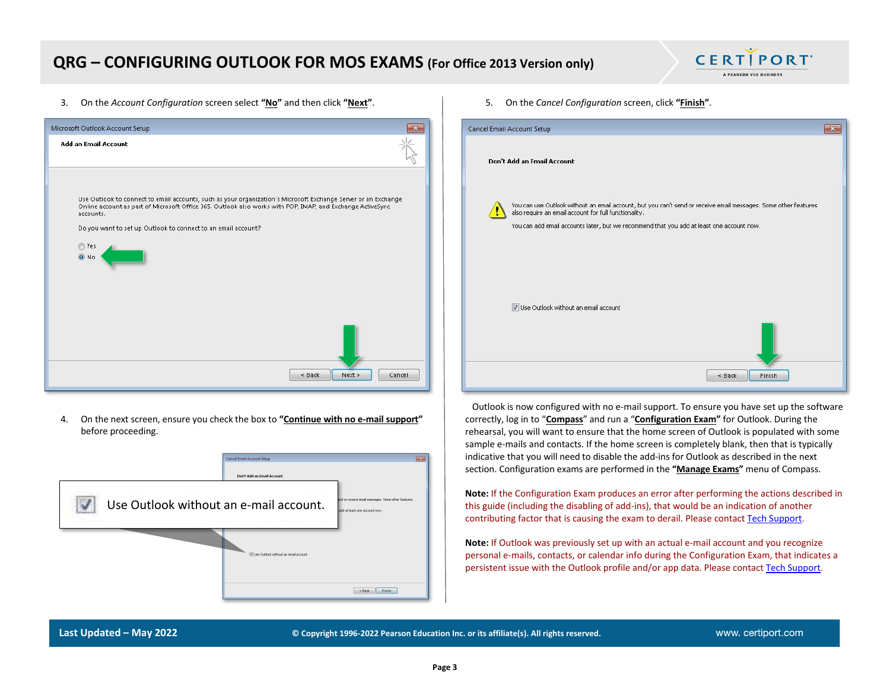# QRG – CONFIGURING OUTLOOK FOR MOS EXAMS (For Office 2013 Version only)

3. On the *Account Configuration* screen select **"No"** and then click **"Next"**.

4. On the next screen, ensure you check the box to **"Continue with no e-mail support"** before proceeding.

5. On the *Cancel Configuration* screen, click **"Finish"**.

Outlook is now configured with no e-mail support. To ensure you have set up the software correctly, log in to "**Compass**" and run a "**Configuration Exam"** for Outlook. During the rehearsal, you will want to ensure that the home screen of Outlook is populated with some sample e-mails and contacts. If the home screen is completely blank, then that is typically indicative that you will need to disable the add-ins for Outlook as described in the next section. Configuration exams are performed in the **"Manage Exams"** menu of Compass.

**Note:** If the Configuration Exam produces an error after performing the actions described in this guide (including the disabling of add-ins), that would be an indication of another contributing factor that is causing the exam to derail. Please contact Tech Support.

**Note:** If Outlook was previously set up with an actual e-mail account and you recognize personal e-mails, contacts, or calendar info during the Configuration Exam, that indicates a persistent issue with the Outlook profile and/or app data. Please contact Tech Support.

Last Updated – May 2022 © Copyright 1996-2022 Pearson Education Inc. or its affiliate(s). All rights reserved. www. certiport.com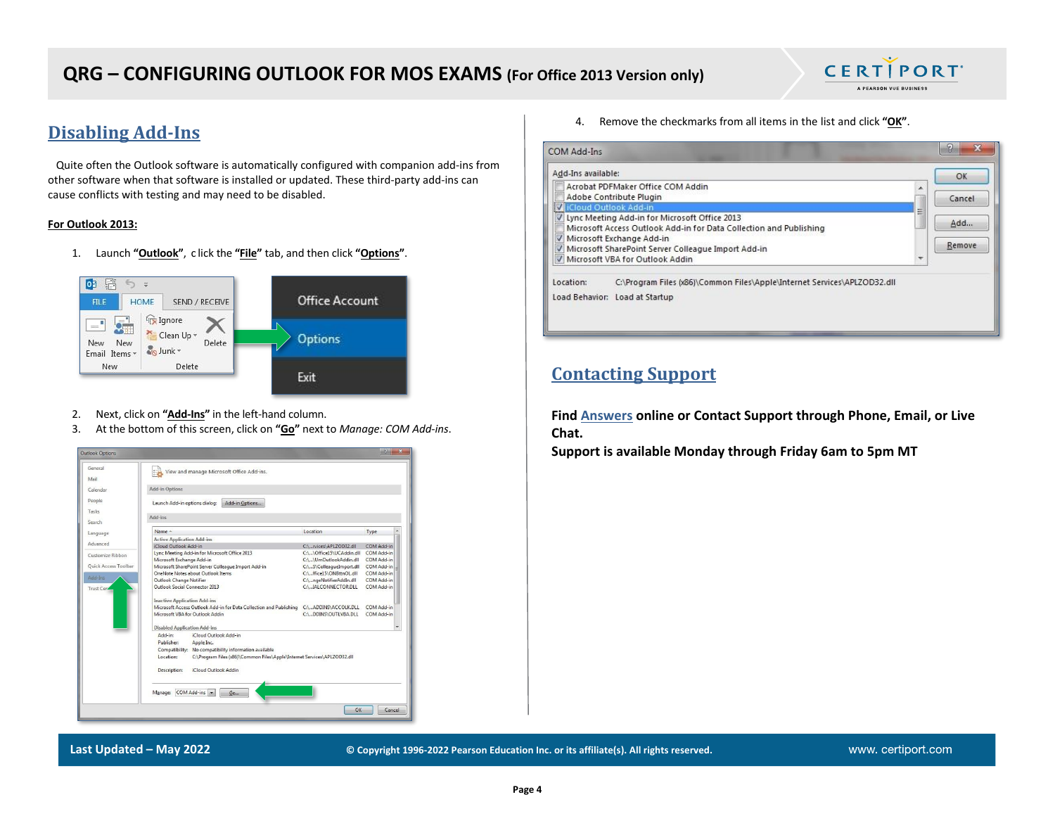# QRG – CONFIGURING OUTLOOK FOR MOS EXAMS (For Office 2013 Version only)

## Disabling Add-Ins

Quite often the Outlook software is automatically configured with companion add-ins from other software when that software is installed or updated. These third-party add-ins can cause conflicts with testing and may need to be disabled.

**For Outlook 2013:**

1. Launch **"Outlook"**, click the **"File"** tab, and then click **"Options"**.
2. Next, click on **"Add-Ins"** in the left-hand column.
3. At the bottom of this screen, click on **"Go"** next to *Manage: COM Add-ins*.
4. Remove the checkmarks from all items in the list and click **"OK"**.

## Contacting Support

**Find Answers online or Contact Support through Phone, Email, or Live Chat.**

**Support is available Monday through Friday 6am to 5pm MT**

**Last Updated – May 2022**

**© Copyright 1996-2022 Pearson Education Inc. or its affiliate(s). All rights reserved.**

www. certiport.com